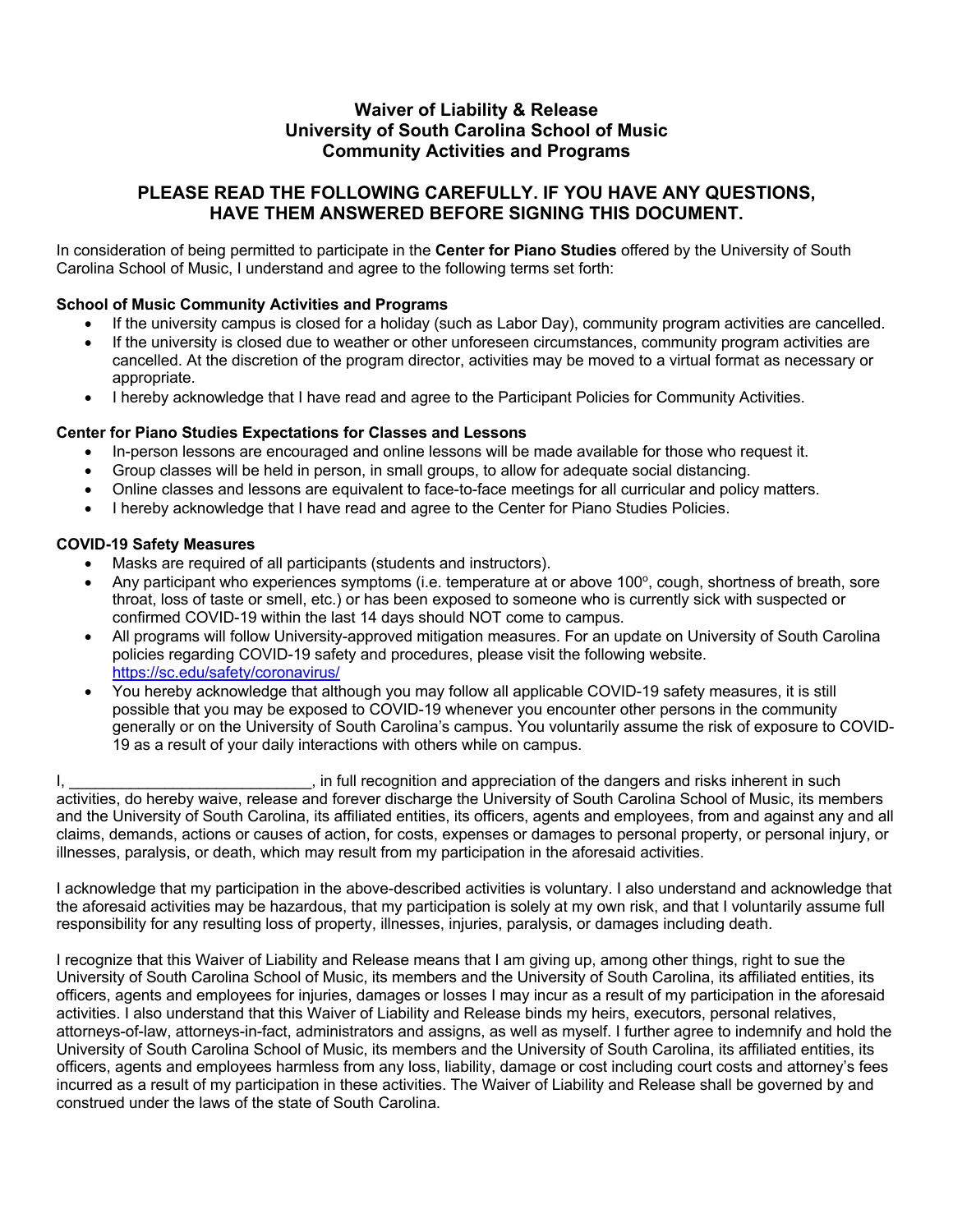# Waiver of Liability & Release
# University of South Carolina School of Music
# Community Activities and Programs

## PLEASE READ THE FOLLOWING CAREFULLY. IF YOU HAVE ANY QUESTIONS, HAVE THEM ANSWERED BEFORE SIGNING THIS DOCUMENT.

In consideration of being permitted to participate in the **Center for Piano Studies** offered by the University of South Carolina School of Music, I understand and agree to the following terms set forth:

**School of Music Community Activities and Programs**

- If the university campus is closed for a holiday (such as Labor Day), community program activities are cancelled.
- If the university is closed due to weather or other unforeseen circumstances, community program activities are cancelled. At the discretion of the program director, activities may be moved to a virtual format as necessary or appropriate.
- I hereby acknowledge that I have read and agree to the Participant Policies for Community Activities.

**Center for Piano Studies Expectations for Classes and Lessons**

- In-person lessons are encouraged and online lessons will be made available for those who request it.
- Group classes will be held in person, in small groups, to allow for adequate social distancing.
- Online classes and lessons are equivalent to face-to-face meetings for all curricular and policy matters.
- I hereby acknowledge that I have read and agree to the Center for Piano Studies Policies.

**COVID-19 Safety Measures**

- Masks are required of all participants (students and instructors).
- Any participant who experiences symptoms (i.e. temperature at or above 100°, cough, shortness of breath, sore throat, loss of taste or smell, etc.) or has been exposed to someone who is currently sick with suspected or confirmed COVID-19 within the last 14 days should NOT come to campus.
- All programs will follow University-approved mitigation measures. For an update on University of South Carolina policies regarding COVID-19 safety and procedures, please visit the following website. https://sc.edu/safety/coronavirus/
- You hereby acknowledge that although you may follow all applicable COVID-19 safety measures, it is still possible that you may be exposed to COVID-19 whenever you encounter other persons in the community generally or on the University of South Carolina's campus. You voluntarily assume the risk of exposure to COVID-19 as a result of your daily interactions with others while on campus.

I, ____________________________, in full recognition and appreciation of the dangers and risks inherent in such activities, do hereby waive, release and forever discharge the University of South Carolina School of Music, its members and the University of South Carolina, its affiliated entities, its officers, agents and employees, from and against any and all claims, demands, actions or causes of action, for costs, expenses or damages to personal property, or personal injury, or illnesses, paralysis, or death, which may result from my participation in the aforesaid activities.

I acknowledge that my participation in the above-described activities is voluntary. I also understand and acknowledge that the aforesaid activities may be hazardous, that my participation is solely at my own risk, and that I voluntarily assume full responsibility for any resulting loss of property, illnesses, injuries, paralysis, or damages including death.

I recognize that this Waiver of Liability and Release means that I am giving up, among other things, right to sue the University of South Carolina School of Music, its members and the University of South Carolina, its affiliated entities, its officers, agents and employees for injuries, damages or losses I may incur as a result of my participation in the aforesaid activities. I also understand that this Waiver of Liability and Release binds my heirs, executors, personal relatives, attorneys-of-law, attorneys-in-fact, administrators and assigns, as well as myself. I further agree to indemnify and hold the University of South Carolina School of Music, its members and the University of South Carolina, its affiliated entities, its officers, agents and employees harmless from any loss, liability, damage or cost including court costs and attorney's fees incurred as a result of my participation in these activities. The Waiver of Liability and Release shall be governed by and construed under the laws of the state of South Carolina.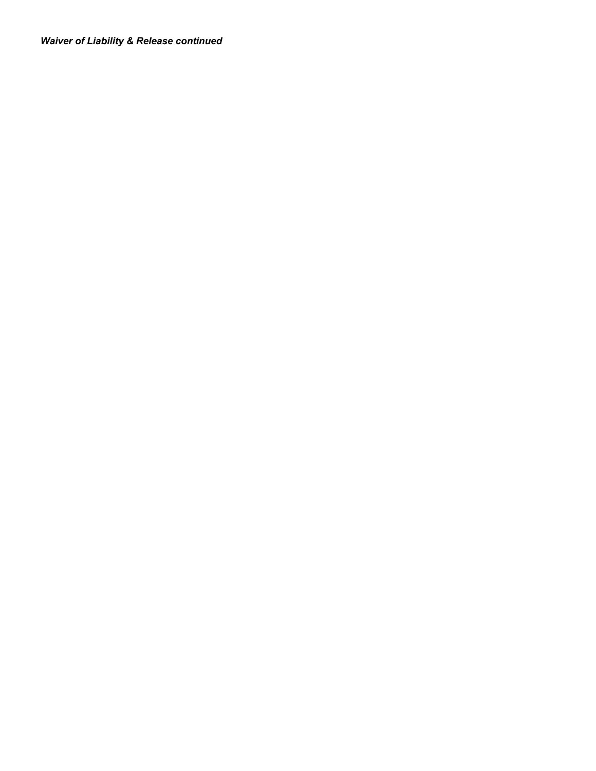***Waiver of Liability & Release continued***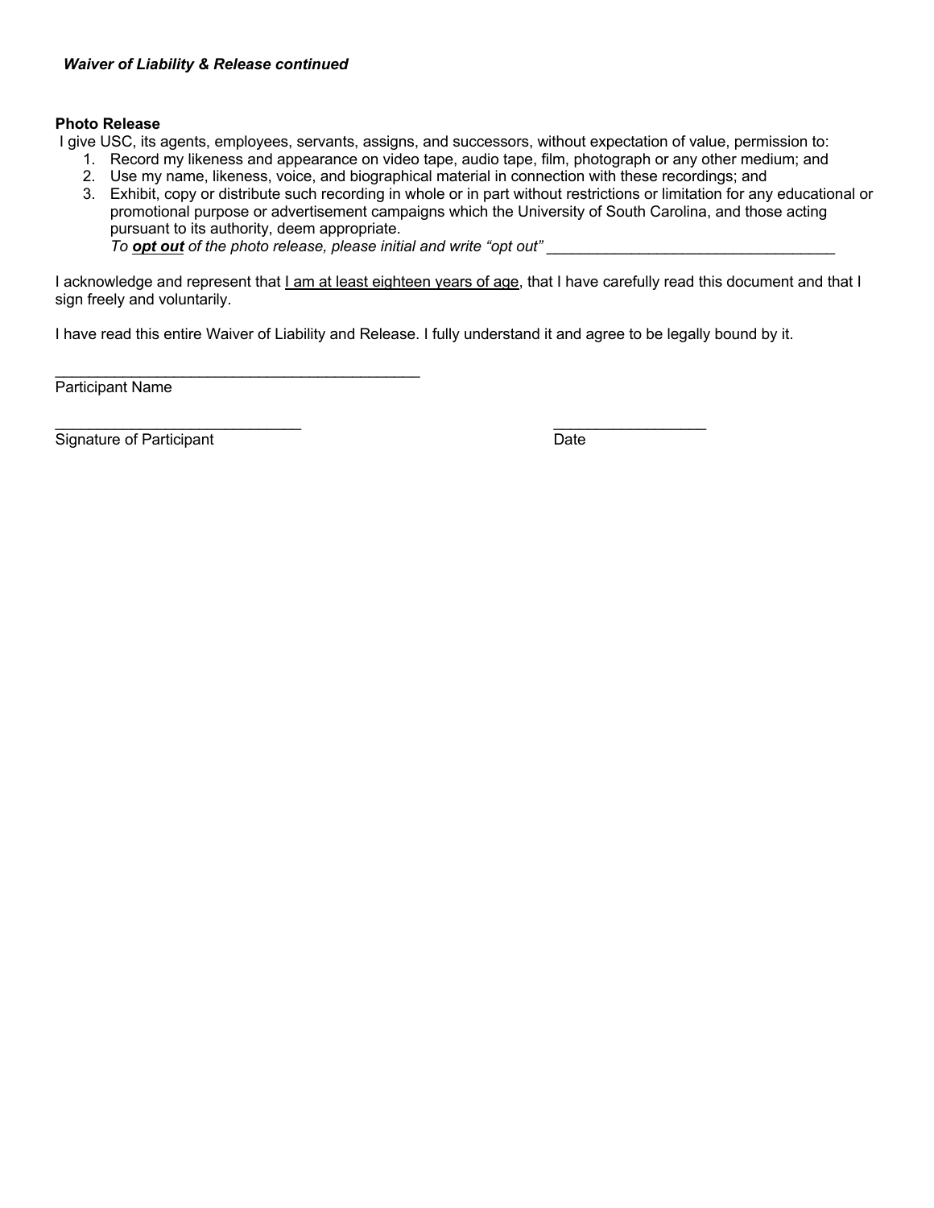***Waiver of Liability & Release continued***

**Photo Release**

I give USC, its agents, employees, servants, assigns, and successors, without expectation of value, permission to:

1. Record my likeness and appearance on video tape, audio tape, film, photograph or any other medium; and
2. Use my name, likeness, voice, and biographical material in connection with these recordings; and
3. Exhibit, copy or distribute such recording in whole or in part without restrictions or limitation for any educational or promotional purpose or advertisement campaigns which the University of South Carolina, and those acting pursuant to its authority, deem appropriate.
   *To **opt out** of the photo release, please initial and write "opt out"* ___________________________________

I acknowledge and represent that <u>I am at least eighteen years of age</u>, that I have carefully read this document and that I sign freely and voluntarily.

I have read this entire Waiver of Liability and Release. I fully understand it and agree to be legally bound by it.

____________________________________________
Participant Name

_____________________________ __________________
Signature of Participant Date